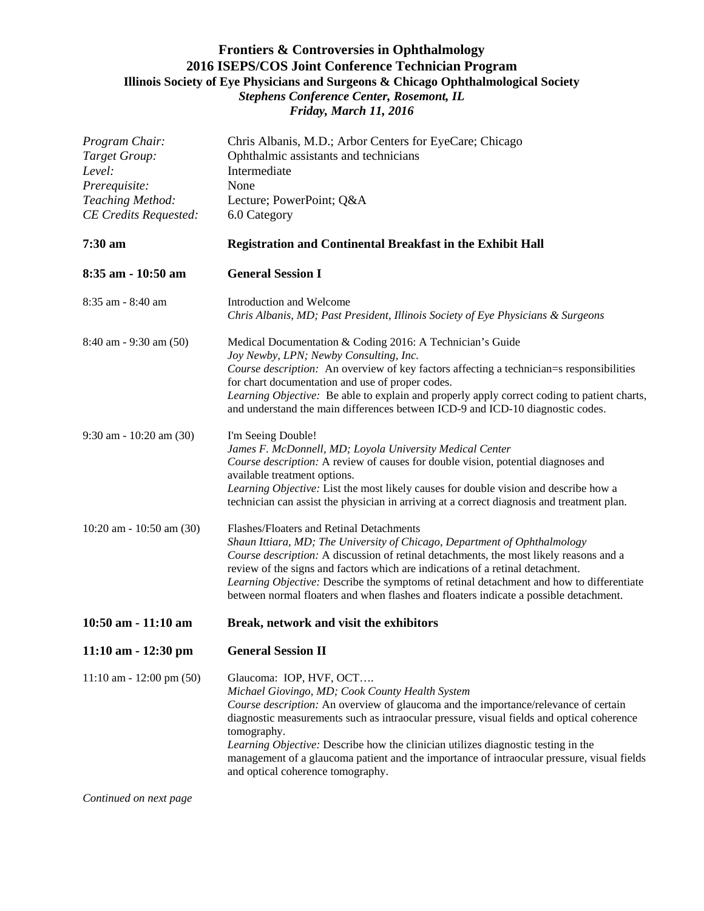# Frontiers & Controversies in Ophthalmology
## 2016 ISEPS/COS Joint Conference Technician Program
### Illinois Society of Eye Physicians and Surgeons & Chicago Ophthalmological Society
***Stephens Conference Center, Rosemont, IL***
***Friday, March 11, 2016***

| | |
|---|---|
| *Program Chair:* | Chris Albanis, M.D.; Arbor Centers for EyeCare; Chicago |
| *Target Group:* | Ophthalmic assistants and technicians |
| *Level:* | Intermediate |
| *Prerequisite:* | None |
| *Teaching Method:* | Lecture; PowerPoint; Q&A |
| *CE Credits Requested:* | 6.0 Category |

**7:30 am** **Registration and Continental Breakfast in the Exhibit Hall**

**8:35 am - 10:50 am** **General Session I**

8:35 am - 8:40 am
Introduction and Welcome
*Chris Albanis, MD; Past President, Illinois Society of Eye Physicians & Surgeons*

8:40 am - 9:30 am (50)
Medical Documentation & Coding 2016: A Technician's Guide
*Joy Newby, LPN; Newby Consulting, Inc.*
*Course description:* An overview of key factors affecting a technician=s responsibilities for chart documentation and use of proper codes.
*Learning Objective:* Be able to explain and properly apply correct coding to patient charts, and understand the main differences between ICD-9 and ICD-10 diagnostic codes.

9:30 am - 10:20 am (30)
I'm Seeing Double!
*James F. McDonnell, MD; Loyola University Medical Center*
*Course description:* A review of causes for double vision, potential diagnoses and available treatment options.
*Learning Objective:* List the most likely causes for double vision and describe how a technician can assist the physician in arriving at a correct diagnosis and treatment plan.

10:20 am - 10:50 am (30)
Flashes/Floaters and Retinal Detachments
*Shaun Ittiara, MD; The University of Chicago, Department of Ophthalmology*
*Course description:* A discussion of retinal detachments, the most likely reasons and a review of the signs and factors which are indications of a retinal detachment.
*Learning Objective:* Describe the symptoms of retinal detachment and how to differentiate between normal floaters and when flashes and floaters indicate a possible detachment.

**10:50 am - 11:10 am** **Break, network and visit the exhibitors**

**11:10 am - 12:30 pm** **General Session II**

11:10 am - 12:00 pm (50)
Glaucoma: IOP, HVF, OCT….
*Michael Giovingo, MD; Cook County Health System*
*Course description:* An overview of glaucoma and the importance/relevance of certain diagnostic measurements such as intraocular pressure, visual fields and optical coherence tomography.
*Learning Objective:* Describe how the clinician utilizes diagnostic testing in the management of a glaucoma patient and the importance of intraocular pressure, visual fields and optical coherence tomography.

*Continued on next page*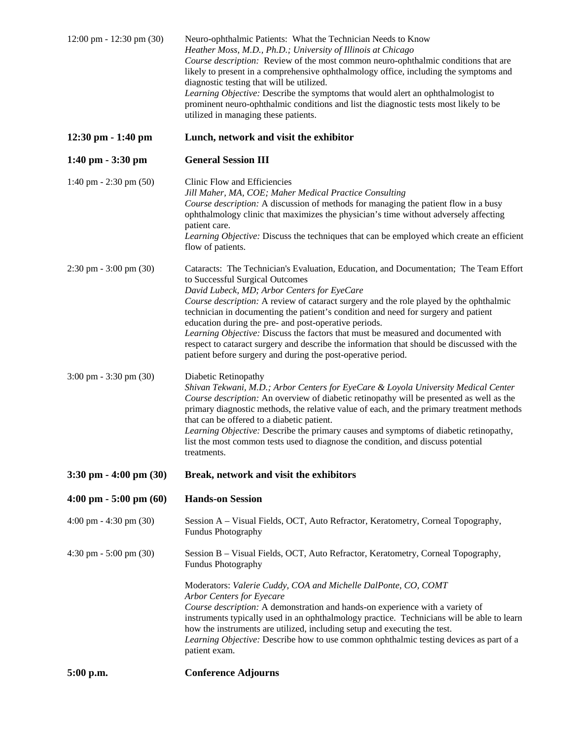12:00 pm - 12:30 pm (30) Neuro-ophthalmic Patients: What the Technician Needs to Know
*Heather Moss, M.D., Ph.D.; University of Illinois at Chicago*
*Course description:* Review of the most common neuro-ophthalmic conditions that are likely to present in a comprehensive ophthalmology office, including the symptoms and diagnostic testing that will be utilized.
*Learning Objective:* Describe the symptoms that would alert an ophthalmologist to prominent neuro-ophthalmic conditions and list the diagnostic tests most likely to be utilized in managing these patients.

**12:30 pm - 1:40 pm Lunch, network and visit the exhibitor**

**1:40 pm - 3:30 pm General Session III**

1:40 pm - 2:30 pm (50) Clinic Flow and Efficiencies
*Jill Maher, MA, COE; Maher Medical Practice Consulting*
*Course description:* A discussion of methods for managing the patient flow in a busy ophthalmology clinic that maximizes the physician's time without adversely affecting patient care.
*Learning Objective:* Discuss the techniques that can be employed which create an efficient flow of patients.

2:30 pm - 3:00 pm (30) Cataracts: The Technician's Evaluation, Education, and Documentation; The Team Effort to Successful Surgical Outcomes
*David Lubeck, MD; Arbor Centers for EyeCare*
*Course description:* A review of cataract surgery and the role played by the ophthalmic technician in documenting the patient's condition and need for surgery and patient education during the pre- and post-operative periods.
*Learning Objective:* Discuss the factors that must be measured and documented with respect to cataract surgery and describe the information that should be discussed with the patient before surgery and during the post-operative period.

3:00 pm - 3:30 pm (30) Diabetic Retinopathy
*Shivan Tekwani, M.D.; Arbor Centers for EyeCare & Loyola University Medical Center*
*Course description:* An overview of diabetic retinopathy will be presented as well as the primary diagnostic methods, the relative value of each, and the primary treatment methods that can be offered to a diabetic patient.
*Learning Objective:* Describe the primary causes and symptoms of diabetic retinopathy, list the most common tests used to diagnose the condition, and discuss potential treatments.

**3:30 pm - 4:00 pm (30) Break, network and visit the exhibitors**

**4:00 pm - 5:00 pm (60) Hands-on Session**

4:00 pm - 4:30 pm (30) Session A – Visual Fields, OCT, Auto Refractor, Keratometry, Corneal Topography, Fundus Photography

4:30 pm - 5:00 pm (30) Session B – Visual Fields, OCT, Auto Refractor, Keratometry, Corneal Topography, Fundus Photography

Moderators: *Valerie Cuddy, COA and Michelle DalPonte, CO, COMT*
*Arbor Centers for Eyecare*
*Course description:* A demonstration and hands-on experience with a variety of instruments typically used in an ophthalmology practice. Technicians will be able to learn how the instruments are utilized, including setup and executing the test.
*Learning Objective:* Describe how to use common ophthalmic testing devices as part of a patient exam.

**5:00 p.m. Conference Adjourns**